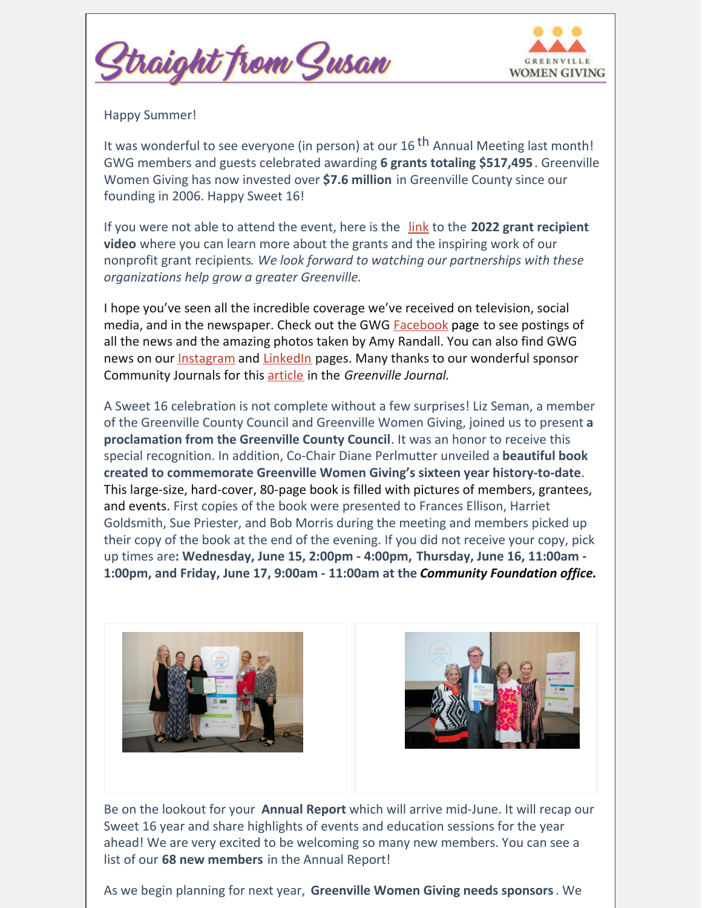# Straight from Susan

GREENVILLE WOMEN GIVING

Happy Summer!

It was wonderful to see everyone (in person) at our 16 th Annual Meeting last month! GWG members and guests celebrated awarding **6 grants totaling $517,495**. Greenville Women Giving has now invested over **$7.6 million** in Greenville County since our founding in 2006. Happy Sweet 16!

If you were not able to attend the event, here is the link to the **2022 grant recipient video** where you can learn more about the grants and the inspiring work of our nonprofit grant recipients. *We look forward to watching our partnerships with these organizations help grow a greater Greenville.*

I hope you've seen all the incredible coverage we've received on television, social media, and in the newspaper. Check out the GWG Facebook page to see postings of all the news and the amazing photos taken by Amy Randall. You can also find GWG news on our Instagram and LinkedIn pages. Many thanks to our wonderful sponsor Community Journals for this article in the *Greenville Journal.*

A Sweet 16 celebration is not complete without a few surprises! Liz Seman, a member of the Greenville County Council and Greenville Women Giving, joined us to present **a proclamation from the Greenville County Council**. It was an honor to receive this special recognition. In addition, Co-Chair Diane Perlmutter unveiled a **beautiful book created to commemorate Greenville Women Giving's sixteen year history-to-date**. This large-size, hard-cover, 80-page book is filled with pictures of members, grantees, and events. First copies of the book were presented to Frances Ellison, Harriet Goldsmith, Sue Priester, and Bob Morris during the meeting and members picked up their copy of the book at the end of the evening. If you did not receive your copy, pick up times are**: Wednesday, June 15, 2:00pm - 4:00pm, Thursday, June 16, 11:00am - 1:00pm, and Friday, June 17, 9:00am - 11:00am at the *Community Foundation office.***

Be on the lookout for your **Annual Report** which will arrive mid-June. It will recap our Sweet 16 year and share highlights of events and education sessions for the year ahead! We are very excited to be welcoming so many new members. You can see a list of our **68 new members** in the Annual Report!

As we begin planning for next year, **Greenville Women Giving needs sponsors**. We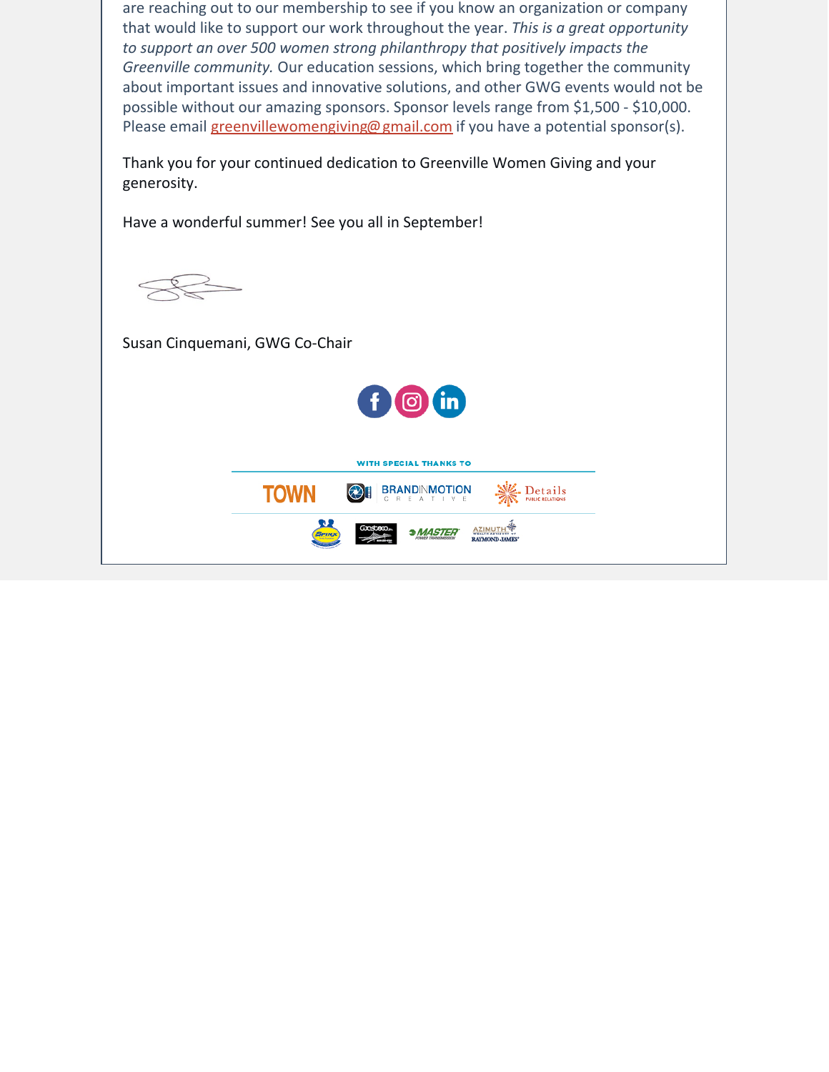are reaching out to our membership to see if you know an organization or company that would like to support our work throughout the year. *This is a great opportunity to support an over 500 women strong philanthropy that positively impacts the Greenville community.* Our education sessions, which bring together the community about important issues and innovative solutions, and other GWG events would not be possible without our amazing sponsors. Sponsor levels range from $1,500 - $10,000. Please email greenvillewomengiving@gmail.com if you have a potential sponsor(s).

Thank you for your continued dedication to Greenville Women Giving and your generosity.

Have a wonderful summer! See you all in September!

Susan Cinquemani, GWG Co-Chair

WITH SPECIAL THANKS TO

TOWN

BRANDINMOTION CREATIVE

Details PUBLIC RELATIONS

MASTER POWER TRANSMISSION

AZIMUTH WEALTH ADVISORY OF RAYMOND JAMES